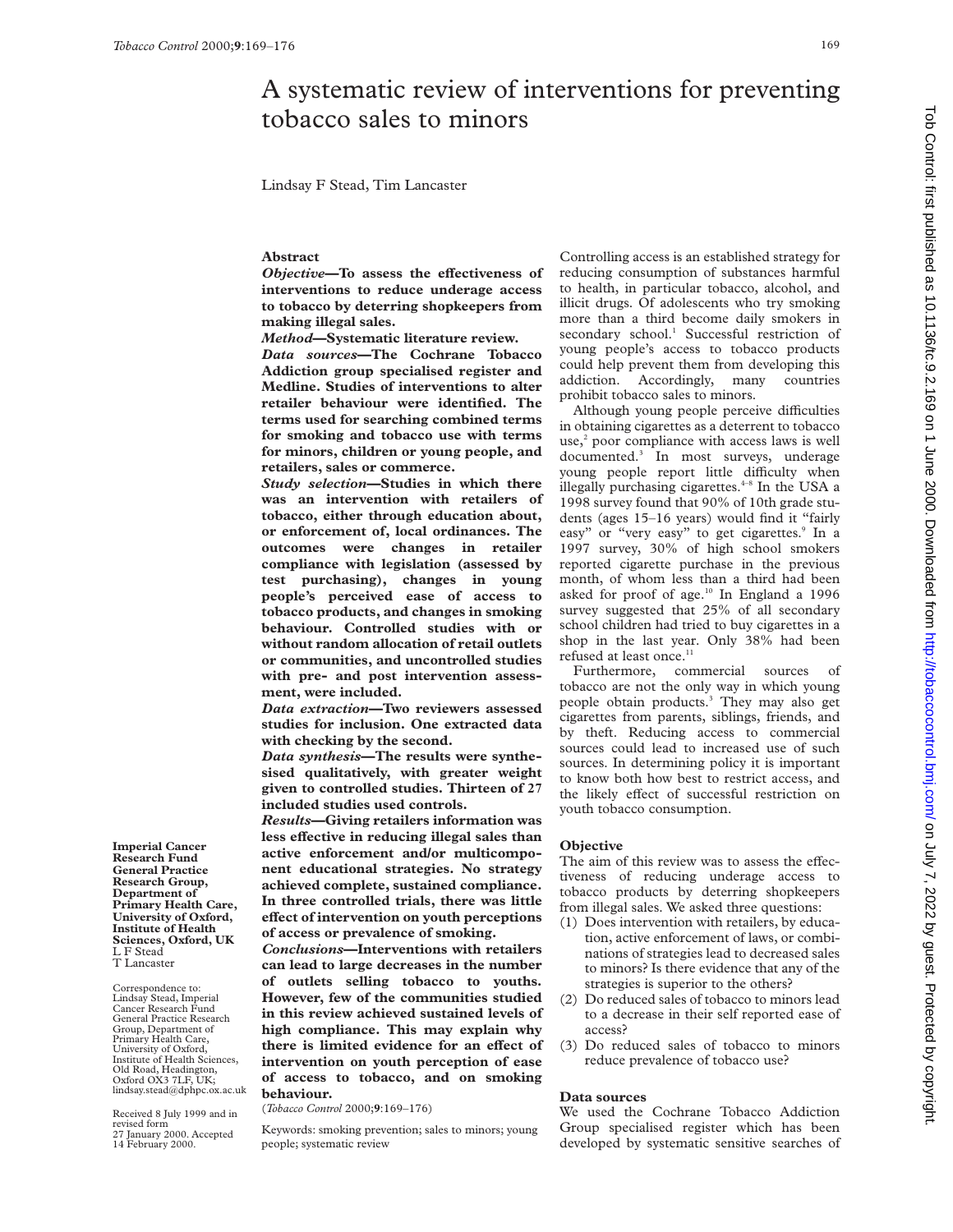# A systematic review of interventions for preventing tobacco sales to minors

Lindsay F Stead, Tim Lancaster

## Abstract

***Objective*—To assess the effectiveness of interventions to reduce underage access to tobacco by deterring shopkeepers from making illegal sales.**

***Method*—Systematic literature review.**

***Data sources*—The Cochrane Tobacco Addiction group specialised register and Medline. Studies of interventions to alter retailer behaviour were identified. The terms used for searching combined terms for smoking and tobacco use with terms for minors, children or young people, and retailers, sales or commerce.**

***Study selection*—Studies in which there was an intervention with retailers of tobacco, either through education about, or enforcement of, local ordinances. The outcomes were changes in retailer compliance with legislation (assessed by test purchasing), changes in young people's perceived ease of access to tobacco products, and changes in smoking behaviour. Controlled studies with or without random allocation of retail outlets or communities, and uncontrolled studies with pre- and post intervention assessment, were included.**

***Data extraction*—Two reviewers assessed studies for inclusion. One extracted data with checking by the second.**

***Data synthesis*—The results were synthesised qualitatively, with greater weight given to controlled studies. Thirteen of 27 included studies used controls.**

***Results*—Giving retailers information was less effective in reducing illegal sales than active enforcement and/or multicomponent educational strategies. No strategy achieved complete, sustained compliance. In three controlled trials, there was little effect of intervention on youth perceptions of access or prevalence of smoking.**

***Conclusions*—Interventions with retailers can lead to large decreases in the number of outlets selling tobacco to youths. However, few of the communities studied in this review achieved sustained levels of high compliance. This may explain why there is limited evidence for an effect of intervention on youth perception of ease of access to tobacco, and on smoking behaviour.**

(*Tobacco Control* 2000;**9**:169–176)

Keywords: smoking prevention; sales to minors; young people; systematic review

**Imperial Cancer Research Fund General Practice Research Group, Department of Primary Health Care, University of Oxford, Institute of Health Sciences, Oxford, UK**
L F Stead
T Lancaster

Correspondence to: Lindsay Stead, Imperial Cancer Research Fund General Practice Research Group, Department of Primary Health Care, University of Oxford, Institute of Health Sciences, Old Road, Headington, Oxford OX3 7LF, UK; lindsay.stead@dphpc.ox.ac.uk

Received 8 July 1999 and in revised form 27 January 2000. Accepted 14 February 2000.

Controlling access is an established strategy for reducing consumption of substances harmful to health, in particular tobacco, alcohol, and illicit drugs. Of adolescents who try smoking more than a third become daily smokers in secondary school.[1] Successful restriction of young people's access to tobacco products could help prevent them from developing this addiction. Accordingly, many countries prohibit tobacco sales to minors.

Although young people perceive difficulties in obtaining cigarettes as a deterrent to tobacco use,[2] poor compliance with access laws is well documented.[3] In most surveys, underage young people report little difficulty when illegally purchasing cigarettes.[4–8] In the USA a 1998 survey found that 90% of 10th grade students (ages 15–16 years) would find it "fairly easy" or "very easy" to get cigarettes.[9] In a 1997 survey, 30% of high school smokers reported cigarette purchase in the previous month, of whom less than a third had been asked for proof of age.[10] In England a 1996 survey suggested that 25% of all secondary school children had tried to buy cigarettes in a shop in the last year. Only 38% had been refused at least once.[11]

Furthermore, commercial sources of tobacco are not the only way in which young people obtain products.[3] They may also get cigarettes from parents, siblings, friends, and by theft. Reducing access to commercial sources could lead to increased use of such sources. In determining policy it is important to know both how best to restrict access, and the likely effect of successful restriction on youth tobacco consumption.

## Objective

The aim of this review was to assess the effectiveness of reducing underage access to tobacco products by deterring shopkeepers from illegal sales. We asked three questions:

(1) Does intervention with retailers, by education, active enforcement of laws, or combinations of strategies lead to decreased sales to minors? Is there evidence that any of the strategies is superior to the others?
(2) Do reduced sales of tobacco to minors lead to a decrease in their self reported ease of access?
(3) Do reduced sales of tobacco to minors reduce prevalence of tobacco use?

## Data sources

We used the Cochrane Tobacco Addiction Group specialised register which has been developed by systematic sensitive searches of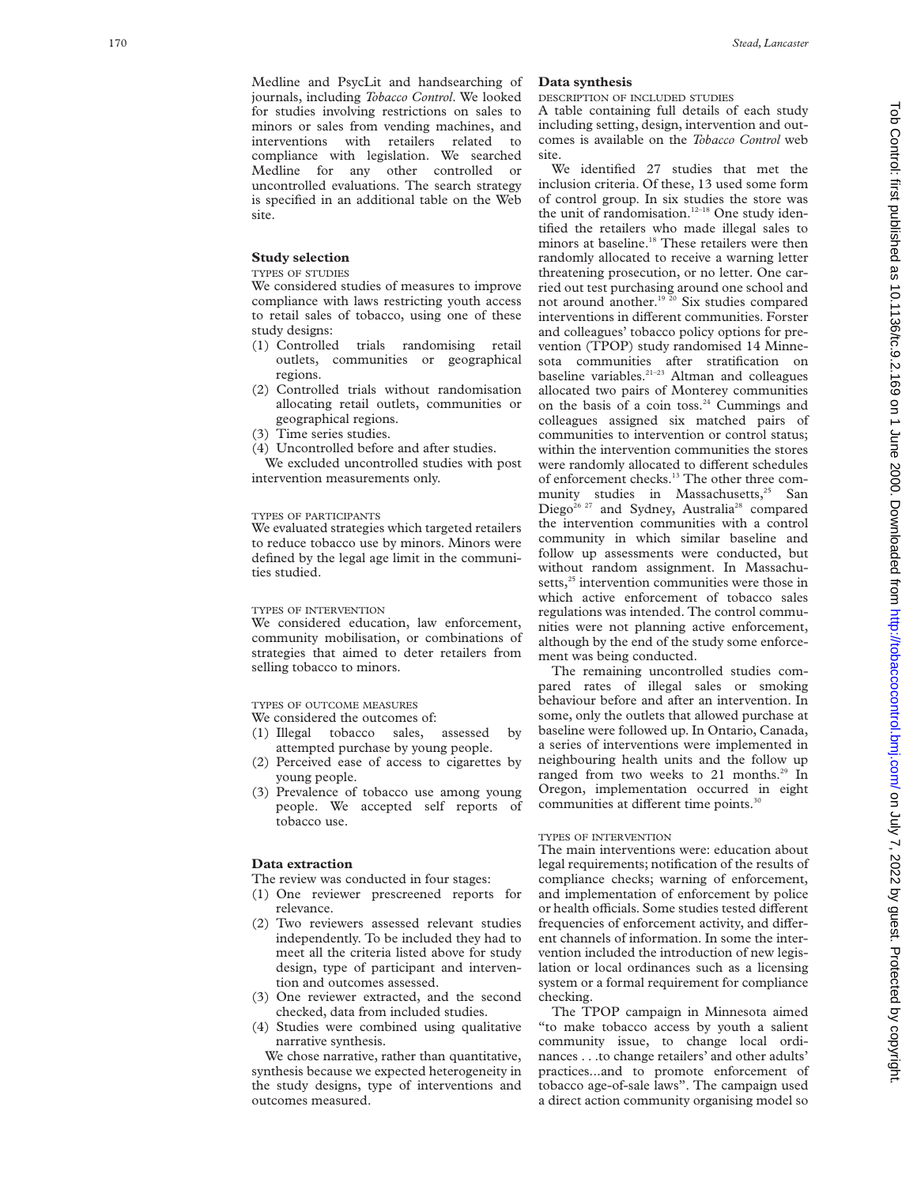Medline and PsycLit and handsearching of journals, including *Tobacco Control*. We looked for studies involving restrictions on sales to minors or sales from vending machines, and interventions with retailers related to compliance with legislation. We searched Medline for any other controlled or uncontrolled evaluations. The search strategy is specified in an additional table on the Web site.

## Study selection

TYPES OF STUDIES

We considered studies of measures to improve compliance with laws restricting youth access to retail sales of tobacco, using one of these study designs:

(1) Controlled trials randomising retail outlets, communities or geographical regions.
(2) Controlled trials without randomisation allocating retail outlets, communities or geographical regions.
(3) Time series studies.
(4) Uncontrolled before and after studies.

We excluded uncontrolled studies with post intervention measurements only.

TYPES OF PARTICIPANTS

We evaluated strategies which targeted retailers to reduce tobacco use by minors. Minors were defined by the legal age limit in the communities studied.

TYPES OF INTERVENTION

We considered education, law enforcement, community mobilisation, or combinations of strategies that aimed to deter retailers from selling tobacco to minors.

TYPES OF OUTCOME MEASURES

We considered the outcomes of:

(1) Illegal tobacco sales, assessed by attempted purchase by young people.
(2) Perceived ease of access to cigarettes by young people.
(3) Prevalence of tobacco use among young people. We accepted self reports of tobacco use.

## Data extraction

The review was conducted in four stages:

(1) One reviewer prescreened reports for relevance.
(2) Two reviewers assessed relevant studies independently. To be included they had to meet all the criteria listed above for study design, type of participant and intervention and outcomes assessed.
(3) One reviewer extracted, and the second checked, data from included studies.
(4) Studies were combined using qualitative narrative synthesis.

We chose narrative, rather than quantitative, synthesis because we expected heterogeneity in the study designs, type of interventions and outcomes measured.

## Data synthesis

DESCRIPTION OF INCLUDED STUDIES

A table containing full details of each study including setting, design, intervention and outcomes is available on the *Tobacco Control* web site.

We identified 27 studies that met the inclusion criteria. Of these, 13 used some form of control group. In six studies the store was the unit of randomisation.[12–18] One study identified the retailers who made illegal sales to minors at baseline.[18] These retailers were then randomly allocated to receive a warning letter threatening prosecution, or no letter. One carried out test purchasing around one school and not around another.[19 20] Six studies compared interventions in different communities. Forster and colleagues' tobacco policy options for prevention (TPOP) study randomised 14 Minnesota communities after stratification on baseline variables.[21–23] Altman and colleagues allocated two pairs of Monterey communities on the basis of a coin toss.[24] Cummings and colleagues assigned six matched pairs of communities to intervention or control status; within the intervention communities the stores were randomly allocated to different schedules of enforcement checks.[13] The other three community studies in Massachusetts,[25] San Diego[26 27] and Sydney, Australia[28] compared the intervention communities with a control community in which similar baseline and follow up assessments were conducted, but without random assignment. In Massachusetts,[25] intervention communities were those in which active enforcement of tobacco sales regulations was intended. The control communities were not planning active enforcement, although by the end of the study some enforcement was being conducted.

The remaining uncontrolled studies compared rates of illegal sales or smoking behaviour before and after an intervention. In some, only the outlets that allowed purchase at baseline were followed up. In Ontario, Canada, a series of interventions were implemented in neighbouring health units and the follow up ranged from two weeks to 21 months.[29] In Oregon, implementation occurred in eight communities at different time points.[30]

TYPES OF INTERVENTION

The main interventions were: education about legal requirements; notification of the results of compliance checks; warning of enforcement, and implementation of enforcement by police or health officials. Some studies tested different frequencies of enforcement activity, and different channels of information. In some the intervention included the introduction of new legislation or local ordinances such as a licensing system or a formal requirement for compliance checking.

The TPOP campaign in Minnesota aimed "to make tobacco access by youth a salient community issue, to change local ordinances . . .to change retailers' and other adults' practices...and to promote enforcement of tobacco age-of-sale laws". The campaign used a direct action community organising model so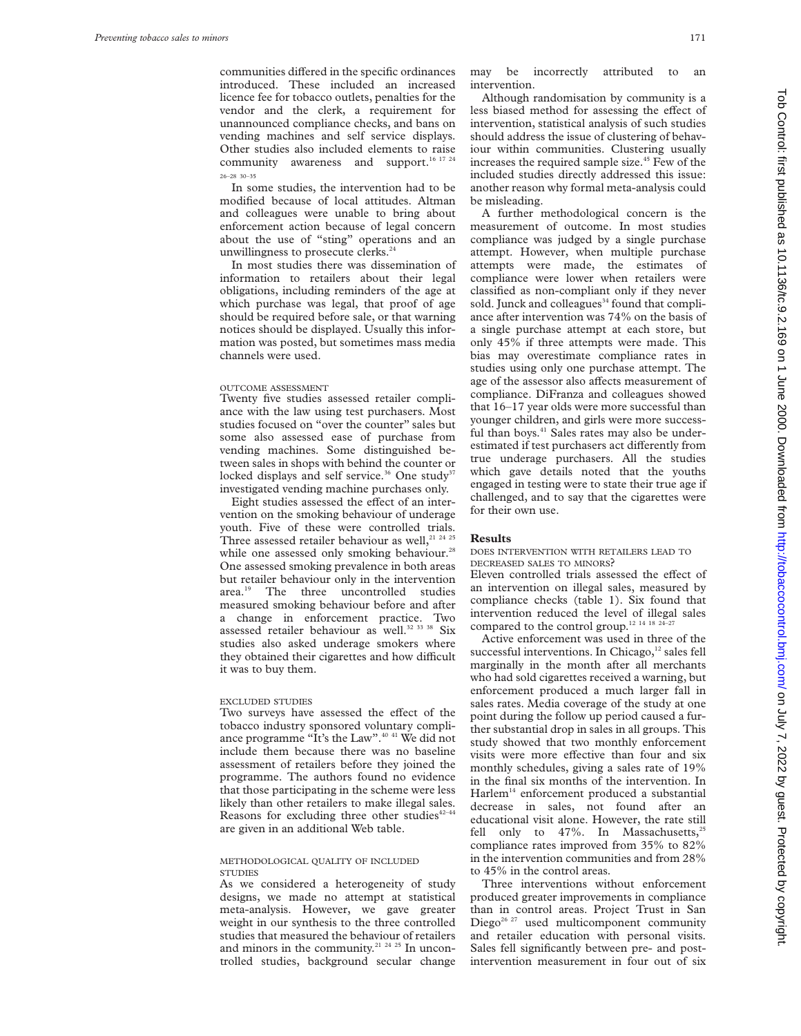communities differed in the specific ordinances introduced. These included an increased licence fee for tobacco outlets, penalties for the vendor and the clerk, a requirement for unannounced compliance checks, and bans on vending machines and self service displays. Other studies also included elements to raise community awareness and support.[16 17 24 26–28 30–35]

In some studies, the intervention had to be modified because of local attitudes. Altman and colleagues were unable to bring about enforcement action because of legal concern about the use of "sting" operations and an unwillingness to prosecute clerks.[24]

In most studies there was dissemination of information to retailers about their legal obligations, including reminders of the age at which purchase was legal, that proof of age should be required before sale, or that warning notices should be displayed. Usually this information was posted, but sometimes mass media channels were used.

#### OUTCOME ASSESSMENT

Twenty five studies assessed retailer compliance with the law using test purchasers. Most studies focused on "over the counter" sales but some also assessed ease of purchase from vending machines. Some distinguished between sales in shops with behind the counter or locked displays and self service.[36] One study[37] investigated vending machine purchases only.

Eight studies assessed the effect of an intervention on the smoking behaviour of underage youth. Five of these were controlled trials. Three assessed retailer behaviour as well,[21 24 25] while one assessed only smoking behaviour.[28] One assessed smoking prevalence in both areas but retailer behaviour only in the intervention area.[19] The three uncontrolled studies measured smoking behaviour before and after a change in enforcement practice. Two assessed retailer behaviour as well.[32 33 38] Six studies also asked underage smokers where they obtained their cigarettes and how difficult it was to buy them.

#### EXCLUDED STUDIES

Two surveys have assessed the effect of the tobacco industry sponsored voluntary compliance programme "It's the Law".[40 41] We did not include them because there was no baseline assessment of retailers before they joined the programme. The authors found no evidence that those participating in the scheme were less likely than other retailers to make illegal sales. Reasons for excluding three other studies[42–44] are given in an additional Web table.

#### METHODOLOGICAL QUALITY OF INCLUDED STUDIES

As we considered a heterogeneity of study designs, we made no attempt at statistical meta-analysis. However, we gave greater weight in our synthesis to the three controlled studies that measured the behaviour of retailers and minors in the community.[21 24 25] In uncontrolled studies, background secular change may be incorrectly attributed to an intervention.

Although randomisation by community is a less biased method for assessing the effect of intervention, statistical analysis of such studies should address the issue of clustering of behaviour within communities. Clustering usually increases the required sample size.[45] Few of the included studies directly addressed this issue: another reason why formal meta-analysis could be misleading.

A further methodological concern is the measurement of outcome. In most studies compliance was judged by a single purchase attempt. However, when multiple purchase attempts were made, the estimates of compliance were lower when retailers were classified as non-compliant only if they never sold. Junck and colleagues[34] found that compliance after intervention was 74% on the basis of a single purchase attempt at each store, but only 45% if three attempts were made. This bias may overestimate compliance rates in studies using only one purchase attempt. The age of the assessor also affects measurement of compliance. DiFranza and colleagues showed that 16–17 year olds were more successful than younger children, and girls were more successful than boys.[41] Sales rates may also be underestimated if test purchasers act differently from true underage purchasers. All the studies which gave details noted that the youths engaged in testing were to state their true age if challenged, and to say that the cigarettes were for their own use.

## Results

#### DOES INTERVENTION WITH RETAILERS LEAD TO DECREASED SALES TO MINORS?

Eleven controlled trials assessed the effect of an intervention on illegal sales, measured by compliance checks (table 1). Six found that intervention reduced the level of illegal sales compared to the control group.[12 14 18 24–27]

Active enforcement was used in three of the successful interventions. In Chicago,[12] sales fell marginally in the month after all merchants who had sold cigarettes received a warning, but enforcement produced a much larger fall in sales rates. Media coverage of the study at one point during the follow up period caused a further substantial drop in sales in all groups. This study showed that two monthly enforcement visits were more effective than four and six monthly schedules, giving a sales rate of 19% in the final six months of the intervention. In Harlem[14] enforcement produced a substantial decrease in sales, not found after an educational visit alone. However, the rate still fell only to 47%. In Massachusetts,[25] compliance rates improved from 35% to 82% in the intervention communities and from 28% to 45% in the control areas.

Three interventions without enforcement produced greater improvements in compliance than in control areas. Project Trust in San Diego[26 27] used multicomponent community and retailer education with personal visits. Sales fell significantly between pre- and post-intervention measurement in four out of six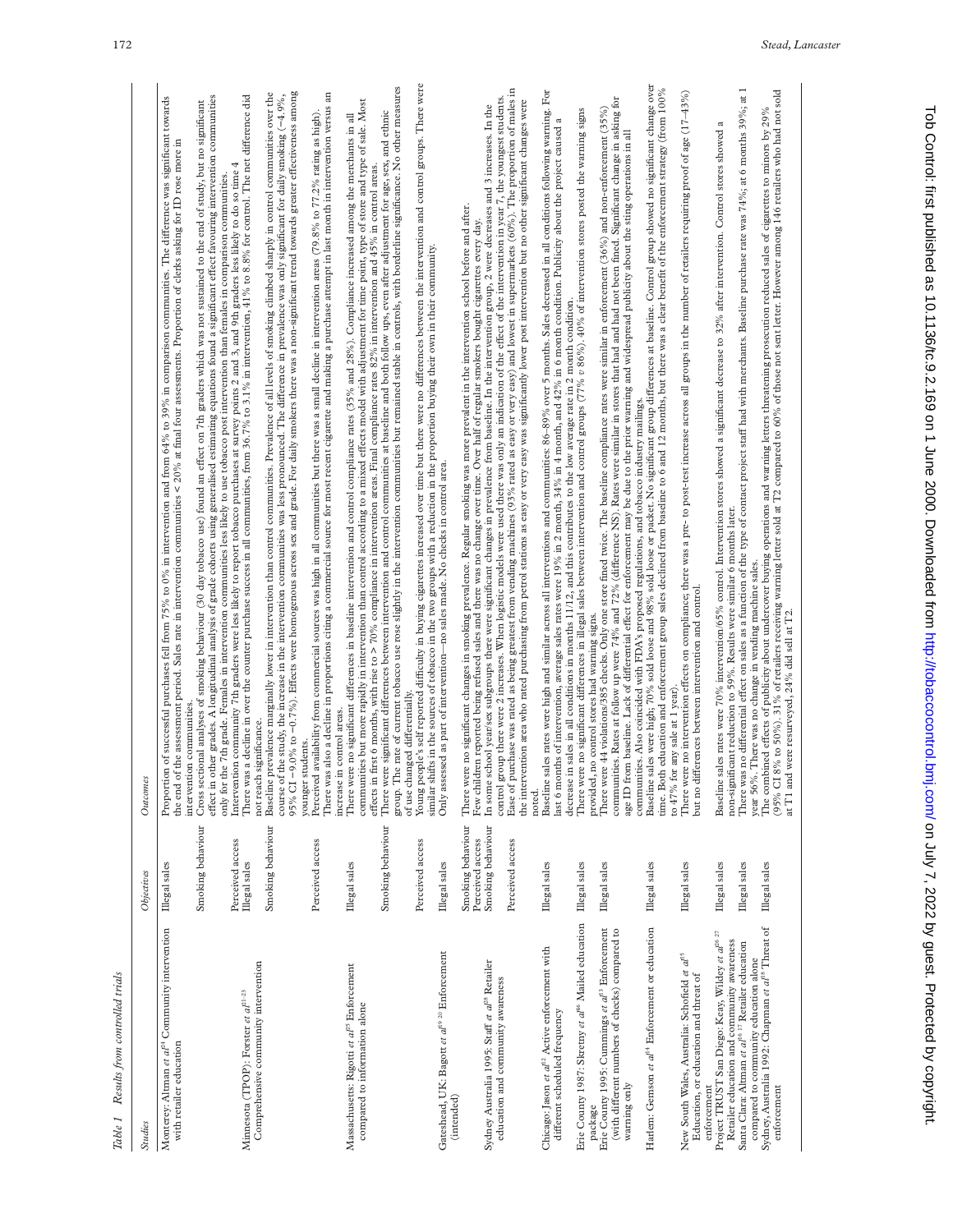Table 1 Results from controlled trials

| Studies | Objectives | Outcomes |
|---|---|---|
| Monterey: Altman *et al*[24] Community intervention with retailer education | Illegal sales | Proportion of successful purchases fell from 75% to 0% in intervention and from 64% to 39% in comparison communities. The difference was significant towards the end of the assessment period. Sales rate in intervention communities < 20% at final four assessments. Proportion of clerks asking for ID rose more in intervention communities. |
| | Smoking behaviour | Cross sectional analyses of smoking behaviour (30 day tobacco use) found an effect on 7th graders which was not sustained to the end of study, but no significant effect in other grades. A longitudinal analysis of grade cohorts using generalised estimating equations found a significant effect favouring intervention communities only for the 7th grade. Females in intervention communities less likely to use tobacco post intervention than females in comparison communities. |
| | Perceived access | Intervention community 7th graders were less likely to report tobacco purchases at survey points 2 and 3, and 9th graders less likely to do so time 4 |
| Minnesota (TPOP): Forster *et al*[21-23] Comprehensive community intervention | Illegal sales | There was a decline in over the counter purchase success in all communities, from 36.7% to 3.1% in intervention, 41% to 8.8% for control. The net difference did not reach significance. |
| | Smoking behaviour | Baseline prevalence marginally lower in intervention than control communities. Prevalence of all levels of smoking climbed sharply in control communities over the course of the study, the increase in the intervention communities was less pronounced. The difference in prevalence was only significant for daily smoking (−4.9%, 95% CI −9.0% to −0.7%). Effects were homogenous across sex and grade. For daily smokers there was a non-significant trend towards greater effectiveness among younger students. |
| | Perceived access | Perceived availability from commercial sources was high in all communities but there was a small decline in intervention areas (79.8% to 77.2% rating as high). There was also a decline in proportions citing a commercial source for most recent cigarette and making a purchase attempt in last month in intervention versus an increase in control areas. |
| Massachusetts: Rigotti *et al*[25] Enforcement compared to information alone | Illegal sales | There were no significant differences in baseline intervention and control compliance rates (35% and 28%). Compliance increased among the merchants in all communities but more rapidly in intervention than control according to a mixed effects model with adjustment for time point, type of store and type of sale. Most effects in first 6 months, with rise to > 70% compliance in intervention areas. Final compliance rates 82% in intervention and 45% in control areas. |
| | Smoking behaviour | There were significant differences between intervention and control communities at baseline and both follow ups, even after adjustment for age, sex, and ethnic group. The rate of current tobacco use rose slightly in the intervention communities but remained stable in controls, with borderline significance. No other measures of use changed differentially. |
| | Perceived access | Young people's self reported difficulty in buying cigarettes increased over time but there were no differences between the intervention and control groups. There were similar shifts in the sources of tobacco in the two groups with a reduction in the proportion buying their own in their community. |
| Gateshead, UK: Bagott *et al*[19 20] Enforcement (intended) | Illegal sales | Only assessed as part of intervention—no sales made. No checks in control area. |
| | Smoking behaviour | There were no significant changes in smoking prevalence. Regular smoking was more prevalent in the intervention school before and after. |
| | Perceived access | Few children reported being refused sales and there was no change over time. Over half of regular smokers bought cigarettes every day. |
| Sydney Australia 1995: Staff *et al*[28] Retailer education and community awareness | Smoking behaviour | In some school year/sex subgroups there were significant changes in prevalence from baseline. In the intervention group, 2 were decreases and 3 increases. In the control group there were 2 increases. When logistic models were used there was only an indication of the effect of the intervention in year 7, the youngest students. |
| | Perceived access | Ease of purchase was rated as being greatest from vending machines (93% rated as easy or very easy) and lowest in supermarkets (60%). The proportion of males in the intervention area who rated purchasing from petrol stations as easy or very easy was significantly lower post intervention but no other significant changes were noted. |
| Chicago: Jason *et al*[12] Active enforcement with different scheduled frequency | Illegal sales | Baseline sales rates were high and similar across all interventions and communities: 86–89% over 5 months. Sales decreased in all conditions following warning. For last 6 months of intervention, average sales rates were 19% in 2 month, 34% in 4 month, and 42% in 6 month condition. Publicity about the project caused a decrease in sales in all conditions in months 11/12, and this contributes to the low average rate in 2 month condition. |
| Erie County 1987: Skretny *et al*[46] Mailed education package | Illegal sales | There were no significant differences in illegal sales between intervention and control groups (77% *v* 86%). 40% of intervention stores posted the warning signs provided, no control stores had warning signs. |
| Erie County 1995: Cummings *et al*[13] Enforcement (with different numbers of checks) compared to warning only | Illegal sales | There were 44 violations/385 checks. Only one store fined twice. The baseline compliance rates were similar in enforcement (36%) and non-enforcement (35%) communities. Rates at follow up were 74% and 72% (difference NS). Rates were similar in stores that had and had not been fined. Significant change in asking for age ID from baseline. Lack of differential effect for enforcement may be due to the prior warning and widespread publicity about the sting operations in all communities. Also coincided with FDA's proposed regulations, and tobacco industry mailings. |
| Harlem: Gemson *et al*[14] Enforcement or education | Illegal sales | Baseline sales were high; 70% sold loose and 98% sold loose or packet. No significant group differences at baseline. Control group showed no significant change over time. Both education and enforcement group sales declined from baseline to 6 and 12 months, but there was a clear benefit of the enforcement strategy (from 100% to 47% for any sale at 1 year). |
| New South Wales, Australia: Schofield *et al*[15] Education, or education and threat of enforcement | Illegal sales | There were no intervention effects on compliance; there was a pre- to post-test increase across all groups in the number of retailers requiring proof of age (17–43%) but no differences between intervention and control. |
| Project TRUST San Diego: Keay, Wildey *et al*[26 27] Retailer education and community awareness | Illegal sales | Baseline sales rates were 70% intervention/65% control. Intervention stores showed a significant decrease to 32% after intervention. Control stores showed a non-significant reduction to 59%. Results were similar 6 months later. |
| Santa Clara: Altman *et al*[16 17] Retailer education compared to community education alone | Illegal sales | There was no differential effect on sales as a function of the type of contact project staff had with merchants. Baseline purchase rate was 74%; at 6 months 39%; at 1 year 56%. There was no change in vending machine sales. |
| Sydney, Australia 1992: Chapman *et al*[18] Threat of enforcement | Illegal sales | The combined effects of publicity about undercover buying operations and warning letters threatening prosecution reduced sales of cigarettes to minors by 29% (95% CI 8% to 50%). 31% of retailers receiving warning letter sold at T2 compared to 60% of those not sent letter. However among 146 retailers who had not sold at T1 and were resurveyed, 24% did sell at T2. |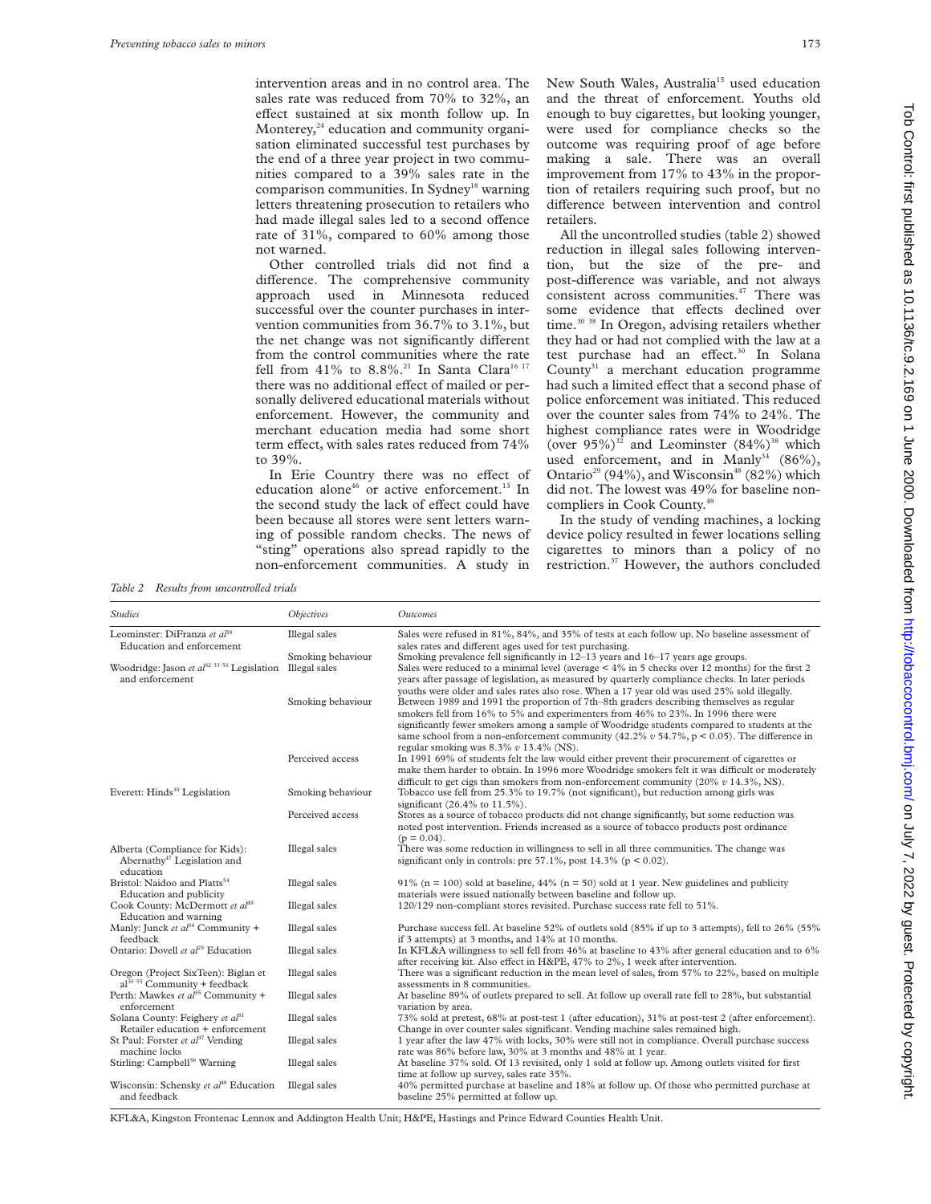intervention areas and in no control area. The sales rate was reduced from 70% to 32%, an effect sustained at six month follow up. In Monterey,[24] education and community organisation eliminated successful test purchases by the end of a three year project in two communities compared to a 39% sales rate in the comparison communities. In Sydney[18] warning letters threatening prosecution to retailers who had made illegal sales led to a second offence rate of 31%, compared to 60% among those not warned.

Other controlled trials did not find a difference. The comprehensive community approach used in Minnesota reduced successful over the counter purchases in intervention communities from 36.7% to 3.1%, but the net change was not significantly different from the control communities where the rate fell from 41% to 8.8%.[21] In Santa Clara[16 17] there was no additional effect of mailed or personally delivered educational materials without enforcement. However, the community and merchant education media had some short term effect, with sales rates reduced from 74% to 39%.

In Erie Country there was no effect of education alone[46] or active enforcement.[13] In the second study the lack of effect could have been because all stores were sent letters warning of possible random checks. The news of "sting" operations also spread rapidly to the non-enforcement communities. A study in New South Wales, Australia[15] used education and the threat of enforcement. Youths old enough to buy cigarettes, but looking younger, were used for compliance checks so the outcome was requiring proof of age before making a sale. There was an overall improvement from 17% to 43% in the proportion of retailers requiring such proof, but no difference between intervention and control retailers.

All the uncontrolled studies (table 2) showed reduction in illegal sales following intervention, but the size of the pre- and post-difference was variable, and not always consistent across communities.[47] There was some evidence that effects declined over time.[30 38] In Oregon, advising retailers whether they had or had not complied with the law at a test purchase had an effect.[30] In Solana County[31] a merchant education programme had such a limited effect that a second phase of police enforcement was initiated. This reduced over the counter sales from 74% to 24%. The highest compliance rates were in Woodridge (over 95%)[32] and Leominster (84%)[38] which used enforcement, and in Manly[34] (86%), Ontario[29] (94%), and Wisconsin[48] (82%) which did not. The lowest was 49% for baseline noncompliers in Cook County.[49]

In the study of vending machines, a locking device policy resulted in fewer locations selling cigarettes to minors than a policy of no restriction.[37] However, the authors concluded

*Table 2 Results from uncontrolled trials*

| Studies | Objectives | Outcomes |
|---|---|---|
| Leominster: DiFranza *et al*[38] Education and enforcement | Illegal sales | Sales were refused in 81%, 84%, and 35% of tests at each follow up. No baseline assessment of sales rates and different ages used for test purchasing. |
| | Smoking behaviour | Smoking prevalence fell significantly in 12–13 years and 16–17 years age groups. |
| Woodridge: Jason *et al*[32 33 50] Legislation and enforcement | Illegal sales | Sales were reduced to a minimal level (average < 4% in 5 checks over 12 months) for the first 2 years after passage of legislation, as measured by quarterly compliance checks. In later periods youths were older and sales rates also rose. When a 17 year old was used 25% sold illegally. |
| | Smoking behaviour | Between 1989 and 1991 the proportion of 7th–8th graders describing themselves as regular smokers fell from 16% to 5% and experimenters from 46% to 23%. In 1996 there were significantly fewer smokers among a sample of Woodridge students compared to students at the same school from a non-enforcement community (42.2% *v* 54.7%, $p < 0.05$). The difference in regular smoking was 8.3% *v* 13.4% (NS). |
| | Perceived access | In 1991 69% of students felt the law would either prevent their procurement of cigarettes or make them harder to obtain. In 1996 more Woodridge smokers felt it was difficult or moderately difficult to get cigs than smokers from non-enforcement community (20% *v* 14.3%, NS). |
| Everett: Hinds[39] Legislation | Smoking behaviour | Tobacco use fell from 25.3% to 19.7% (not significant), but reduction among girls was significant (26.4% to 11.5%). |
| | Perceived access | Stores as a source of tobacco products did not change significantly, but some reduction was noted post intervention. Friends increased as a source of tobacco products post ordinance ($p = 0.04$). |
| Alberta (Compliance for Kids): Abernathy[47] Legislation and education | Illegal sales | There was some reduction in willingness to sell in all three communities. The change was significant only in controls: pre 57.1%, post 14.3% ($p < 0.02$). |
| Bristol: Naidoo and Platts[54] Education and publicity | Illegal sales | 91% (n = 100) sold at baseline, 44% (n = 50) sold at 1 year. New guidelines and publicity materials were issued nationally between baseline and follow up. |
| Cook County: McDermott *et al*[49] Education and warning | Illegal sales | 120/129 non-compliant stores revisited. Purchase success rate fell to 51%. |
| Manly: Junck *et al*[34] Community + feedback | Illegal sales | Purchase success fell. At baseline 52% of outlets sold (85% if up to 3 attempts), fell to 26% (55% if 3 attempts) at 3 months, and 14% at 10 months. |
| Ontario: Dovell *et al*[29] Education | Illegal sales | In KFL&A willingness to sell fell from 46% at baseline to 43% after general education and to 6% after receiving kit. Also effect in H&PE, 47% to 2%, 1 week after intervention. |
| Oregon (Project SixTeen): Biglan et al[30 55] Community + feedback | Illegal sales | There was a significant reduction in the mean level of sales, from 57% to 22%, based on multiple assessments in 8 communities. |
| Perth: Mawkes *et al*[35] Community + enforcement | Illegal sales | At baseline 89% of outlets prepared to sell. At follow up overall rate fell to 28%, but substantial variation by area. |
| Solana County: Feighery *et al*[31] Retailer education + enforcement | Illegal sales | 73% sold at pretest, 68% at post-test 1 (after education), 31% at post-test 2 (after enforcement). Change in over counter sales significant. Vending machine sales remained high. |
| St Paul: Forster *et al*[37] Vending machine locks | Illegal sales | 1 year after the law 47% with locks, 30% were still not in compliance. Overall purchase success rate was 86% before law, 30% at 3 months and 48% at 1 year. |
| Stirling: Campbell[56] Warning | Illegal sales | At baseline 37% sold. Of 13 revisited, only 1 sold at follow up. Among outlets visited for first time at follow up survey, sales rate 35%. |
| Wisconsin: Schensky *et al*[48] Education and feedback | Illegal sales | 40% permitted purchase at baseline and 18% at follow up. Of those who permitted purchase at baseline 25% permitted at follow up. |

KFL&A, Kingston Frontenac Lennox and Addington Health Unit; H&PE, Hastings and Prince Edward Counties Health Unit.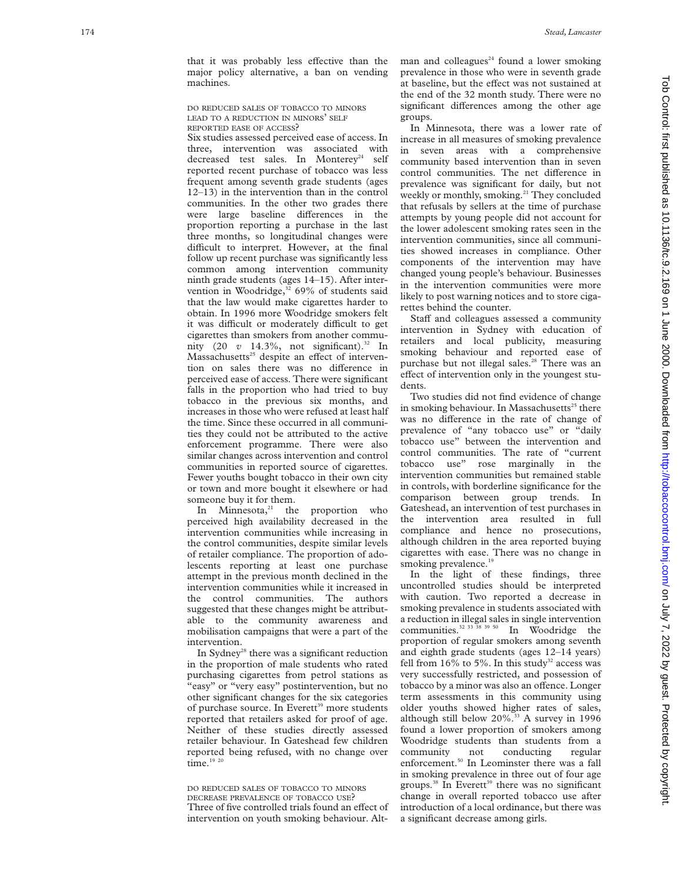that it was probably less effective than the major policy alternative, a ban on vending machines.

### DO REDUCED SALES OF TOBACCO TO MINORS LEAD TO A REDUCTION IN MINORS' SELF REPORTED EASE OF ACCESS?

Six studies assessed perceived ease of access. In three, intervention was associated with decreased test sales. In Monterey[24] self reported recent purchase of tobacco was less frequent among seventh grade students (ages 12–13) in the intervention than in the control communities. In the other two grades there were large baseline differences in the proportion reporting a purchase in the last three months, so longitudinal changes were difficult to interpret. However, at the final follow up recent purchase was significantly less common among intervention community ninth grade students (ages 14–15). After intervention in Woodridge,[32] 69% of students said that the law would make cigarettes harder to obtain. In 1996 more Woodridge smokers felt it was difficult or moderately difficult to get cigarettes than smokers from another community (20 *v* 14.3%, not significant).[32] In Massachusetts[25] despite an effect of intervention on sales there was no difference in perceived ease of access. There were significant falls in the proportion who had tried to buy tobacco in the previous six months, and increases in those who were refused at least half the time. Since these occurred in all communities they could not be attributed to the active enforcement programme. There were also similar changes across intervention and control communities in reported source of cigarettes. Fewer youths bought tobacco in their own city or town and more bought it elsewhere or had someone buy it for them.

In Minnesota,[21] the proportion who perceived high availability decreased in the intervention communities while increasing in the control communities, despite similar levels of retailer compliance. The proportion of adolescents reporting at least one purchase attempt in the previous month declined in the intervention communities while it increased in the control communities. The authors suggested that these changes might be attributable to the community awareness and mobilisation campaigns that were a part of the intervention.

In Sydney[28] there was a significant reduction in the proportion of male students who rated purchasing cigarettes from petrol stations as "easy" or "very easy" postintervention, but no other significant changes for the six categories of purchase source. In Everett[39] more students reported that retailers asked for proof of age. Neither of these studies directly assessed retailer behaviour. In Gateshead few children reported being refused, with no change over time.[19 20]

### DO REDUCED SALES OF TOBACCO TO MINORS DECREASE PREVALENCE OF TOBACCO USE?

Three of five controlled trials found an effect of intervention on youth smoking behaviour. Altman and colleagues[24] found a lower smoking prevalence in those who were in seventh grade at baseline, but the effect was not sustained at the end of the 32 month study. There were no significant differences among the other age groups.

In Minnesota, there was a lower rate of increase in all measures of smoking prevalence in seven areas with a comprehensive community based intervention than in seven control communities. The net difference in prevalence was significant for daily, but not weekly or monthly, smoking.[21] They concluded that refusals by sellers at the time of purchase attempts by young people did not account for the lower adolescent smoking rates seen in the intervention communities, since all communities showed increases in compliance. Other components of the intervention may have changed young people's behaviour. Businesses in the intervention communities were more likely to post warning notices and to store cigarettes behind the counter.

Staff and colleagues assessed a community intervention in Sydney with education of retailers and local publicity, measuring smoking behaviour and reported ease of purchase but not illegal sales.[28] There was an effect of intervention only in the youngest students.

Two studies did not find evidence of change in smoking behaviour. In Massachusetts[25] there was no difference in the rate of change of prevalence of "any tobacco use" or "daily tobacco use" between the intervention and control communities. The rate of "current tobacco use" rose marginally in the intervention communities but remained stable in controls, with borderline significance for the comparison between group trends. In Gateshead, an intervention of test purchases in the intervention area resulted in full compliance and hence no prosecutions, although children in the area reported buying cigarettes with ease. There was no change in smoking prevalence.[19]

In the light of these findings, three uncontrolled studies should be interpreted with caution. Two reported a decrease in smoking prevalence in students associated with a reduction in illegal sales in single intervention communities.[32 33 38 39 50] In Woodridge the proportion of regular smokers among seventh and eighth grade students (ages 12–14 years) fell from 16% to 5%. In this study[32] access was very successfully restricted, and possession of tobacco by a minor was also an offence. Longer term assessments in this community using older youths showed higher rates of sales, although still below 20%.[33] A survey in 1996 found a lower proportion of smokers among Woodridge students than students from a community not conducting regular enforcement.[50] In Leominster there was a fall in smoking prevalence in three out of four age groups.[38] In Everett[39] there was no significant change in overall reported tobacco use after introduction of a local ordinance, but there was a significant decrease among girls.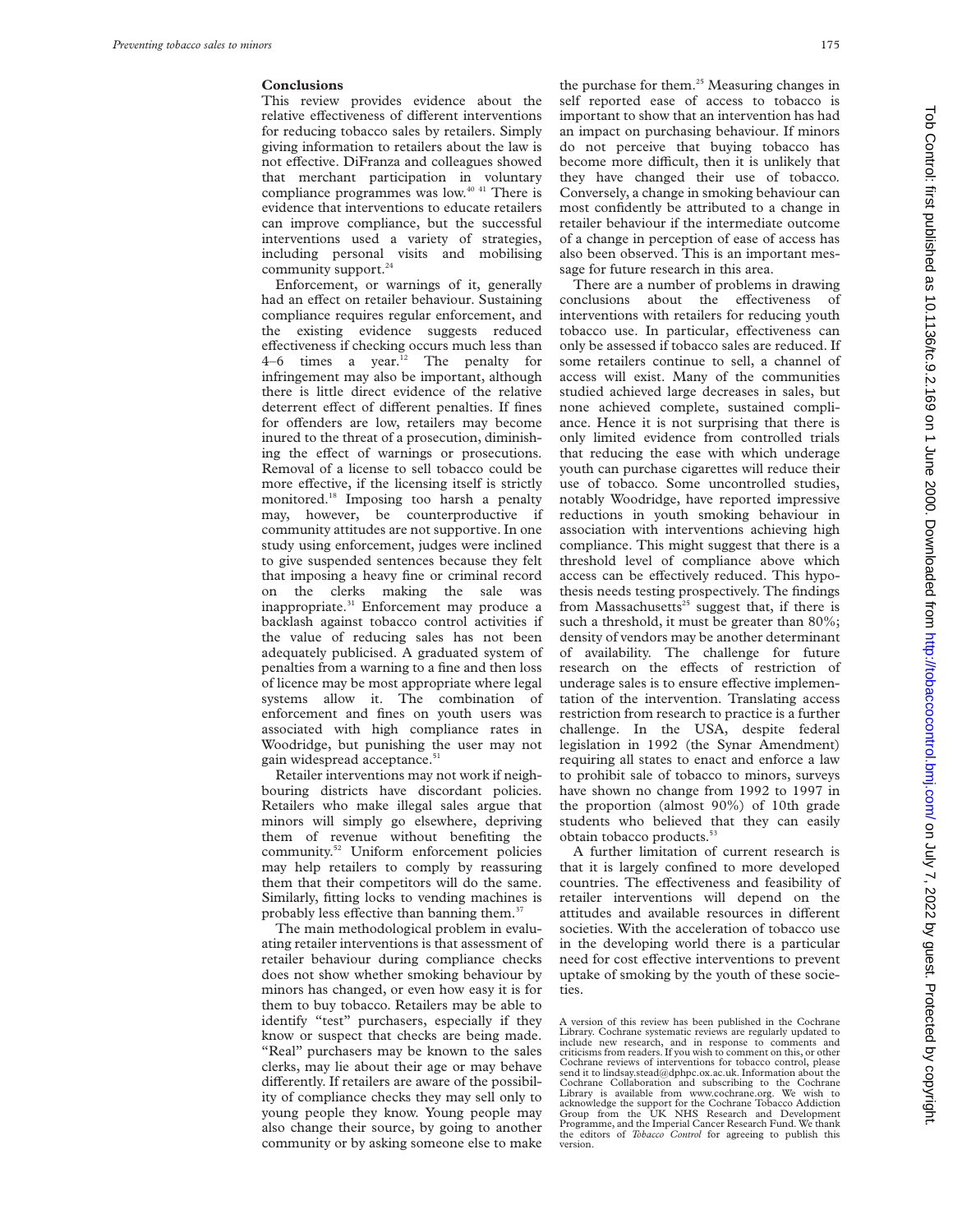## Conclusions

This review provides evidence about the relative effectiveness of different interventions for reducing tobacco sales by retailers. Simply giving information to retailers about the law is not effective. DiFranza and colleagues showed that merchant participation in voluntary compliance programmes was low.[40 41] There is evidence that interventions to educate retailers can improve compliance, but the successful interventions used a variety of strategies, including personal visits and mobilising community support.[24]

Enforcement, or warnings of it, generally had an effect on retailer behaviour. Sustaining compliance requires regular enforcement, and the existing evidence suggests reduced effectiveness if checking occurs much less than 4–6 times a year.[12] The penalty for infringement may also be important, although there is little direct evidence of the relative deterrent effect of different penalties. If fines for offenders are low, retailers may become inured to the threat of a prosecution, diminishing the effect of warnings or prosecutions. Removal of a license to sell tobacco could be more effective, if the licensing itself is strictly monitored.[18] Imposing too harsh a penalty may, however, be counterproductive if community attitudes are not supportive. In one study using enforcement, judges were inclined to give suspended sentences because they felt that imposing a heavy fine or criminal record on the clerks making the sale was inappropriate.[31] Enforcement may produce a backlash against tobacco control activities if the value of reducing sales has not been adequately publicised. A graduated system of penalties from a warning to a fine and then loss of licence may be most appropriate where legal systems allow it. The combination of enforcement and fines on youth users was associated with high compliance rates in Woodridge, but punishing the user may not gain widespread acceptance.[51]

Retailer interventions may not work if neighbouring districts have discordant policies. Retailers who make illegal sales argue that minors will simply go elsewhere, depriving them of revenue without benefiting the community.[52] Uniform enforcement policies may help retailers to comply by reassuring them that their competitors will do the same. Similarly, fitting locks to vending machines is probably less effective than banning them.[37]

The main methodological problem in evaluating retailer interventions is that assessment of retailer behaviour during compliance checks does not show whether smoking behaviour by minors has changed, or even how easy it is for them to buy tobacco. Retailers may be able to identify "test" purchasers, especially if they know or suspect that checks are being made. "Real" purchasers may be known to the sales clerks, may lie about their age or may behave differently. If retailers are aware of the possibility of compliance checks they may sell only to young people they know. Young people may also change their source, by going to another community or by asking someone else to make the purchase for them.[25] Measuring changes in self reported ease of access to tobacco is important to show that an intervention has had an impact on purchasing behaviour. If minors do not perceive that buying tobacco has become more difficult, then it is unlikely that they have changed their use of tobacco. Conversely, a change in smoking behaviour can most confidently be attributed to a change in retailer behaviour if the intermediate outcome of a change in perception of ease of access has also been observed. This is an important message for future research in this area.

There are a number of problems in drawing conclusions about the effectiveness of interventions with retailers for reducing youth tobacco use. In particular, effectiveness can only be assessed if tobacco sales are reduced. If some retailers continue to sell, a channel of access will exist. Many of the communities studied achieved large decreases in sales, but none achieved complete, sustained compliance. Hence it is not surprising that there is only limited evidence from controlled trials that reducing the ease with which underage youth can purchase cigarettes will reduce their use of tobacco. Some uncontrolled studies, notably Woodridge, have reported impressive reductions in youth smoking behaviour in association with interventions achieving high compliance. This might suggest that there is a threshold level of compliance above which access can be effectively reduced. This hypothesis needs testing prospectively. The findings from Massachusetts[25] suggest that, if there is such a threshold, it must be greater than 80%; density of vendors may be another determinant of availability. The challenge for future research on the effects of restriction of underage sales is to ensure effective implementation of the intervention. Translating access restriction from research to practice is a further challenge. In the USA, despite federal legislation in 1992 (the Synar Amendment) requiring all states to enact and enforce a law to prohibit sale of tobacco to minors, surveys have shown no change from 1992 to 1997 in the proportion (almost 90%) of 10th grade students who believed that they can easily obtain tobacco products.[53]

A further limitation of current research is that it is largely confined to more developed countries. The effectiveness and feasibility of retailer interventions will depend on the attitudes and available resources in different societies. With the acceleration of tobacco use in the developing world there is a particular need for cost effective interventions to prevent uptake of smoking by the youth of these societies.

A version of this review has been published in the Cochrane Library. Cochrane systematic reviews are regularly updated to include new research, and in response to comments and criticisms from readers. If you wish to comment on this, or other Cochrane reviews of interventions for tobacco control, please send it to lindsay.stead@dphpc.ox.ac.uk. Information about the Cochrane Collaboration and subscribing to the Cochrane Library is available from www.cochrane.org. We wish to acknowledge the support for the Cochrane Tobacco Addiction Group from the UK NHS Research and Development Programme, and the Imperial Cancer Research Fund. We thank the editors of *Tobacco Control* for agreeing to publish this version.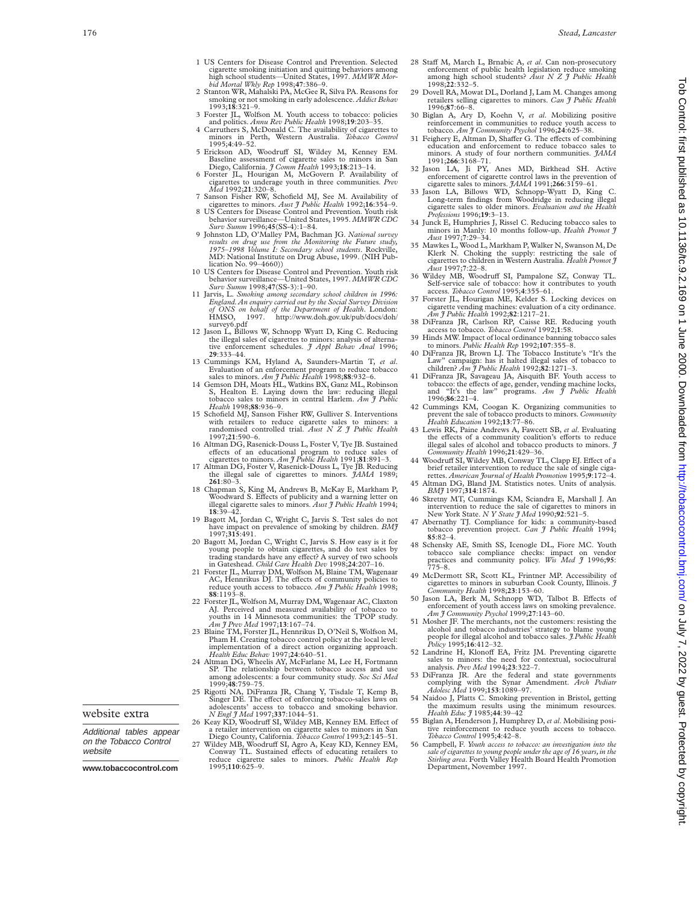1 US Centers for Disease Control and Prevention. Selected cigarette smoking initiation and quitting behaviors among high school students—United States, 1997. *MMWR Morbid Mortal Wkly Rep* 1998;**47**:386–9.

2 Stanton WR, Mahalski PA, McGee R, Silva PA. Reasons for smoking or not smoking in early adolescence. *Addict Behav* 1993;**18**:321–9.

3 Forster JL, Wolfson M. Youth access to tobacco: policies and politics. *Annu Rev Public Health* 1998;**19**:203–35.

4 Carruthers S, McDonald C. The availability of cigarettes to minors in Perth, Western Australia. *Tobacco Control* 1995;**4**:49–52.

5 Erickson AD, Woodruff SI, Wildey M, Kenney EM. Baseline assessment of cigarette sales to minors in San Diego, California. *J Comm Health* 1993;**18**:213–14.

6 Forster JL, Hourigan M, McGovern P. Availability of cigarettes to underage youth in three communities. *Prev Med* 1992;**21**:320–8.

7 Sanson Fisher RW, Schofield MJ, See M. Availability of cigarettes to minors. *Aust J Public Health* 1992;**16**:354–9.

8 US Centers for Disease Control and Prevention. Youth risk behavior surveillance—United States, 1995. *MMWR CDC Surv Summ* 1996;**45**(SS-4):1–84.

9 Johnston LD, O'Malley PM, Bachman JG. *National survey results on drug use from the Monitoring the Future study, 1975–1998 Volume I: Secondary school students*. Rockville, MD: National Institute on Drug Abuse, 1999. (NIH Publication No. 99–4660))

10 US Centers for Disease Control and Prevention. Youth risk behavior surveillance—United States, 1997. *MMWR CDC Surv Summ* 1998;**47**(SS-3):1–90.

11 Jarvis, L. *Smoking among secondary school children in 1996: England. An enquiry carried out by the Social Survey Division of ONS on behalf of the Department of Health*. London: HMSO, 1997. http://www.doh.gov.uk/pub/docs/doh/survey6.pdf

12 Jason L, Billows W, Schnopp Wyatt D, King C. Reducing the illegal sales of cigarettes to minors: analysis of alternative enforcement schedules. *J Appl Behav Anal* 1996; **29**:333–44.

13 Cummings KM, Hyland A, Saunders-Martin T, *et al*. Evaluation of an enforcement program to reduce tobacco sales to minors. *Am J Public Health* 1998;**88**:932–6.

14 Gemson DH, Moats HL, Watkins BX, Ganz ML, Robinson S, Healton E. Laying down the law: reducing illegal tobacco sales to minors in central Harlem. *Am J Public Health* 1998;**88**:936–9.

15 Schofield MJ, Sanson Fisher RW, Gulliver S. Interventions with retailers to reduce cigarette sales to minors: a randomised controlled trial. *Aust N Z J Public Health* 1997;**21**:590–6.

16 Altman DG, Rasenick-Douss L, Foster V, Tye JB. Sustained effects of an educational program to reduce sales of cigarettes to minors. *Am J Public Health* 1991;**81**:891–3.

17 Altman DG, Foster V, Rasenick-Douss L, Tye JB. Reducing the illegal sale of cigarettes to minors. *JAMA* 1989; **261**:80–3.

18 Chapman S, King M, Andrews B, McKay E, Markham P, Woodward S. Effects of publicity and a warning letter on illegal cigarette sales to minors. *Aust J Public Health* 1994; **18**:39–42.

19 Bagott M, Jordan C, Wright C, Jarvis S. Test sales do not have impact on prevalence of smoking by children. *BMJ* 1997;**315**:491.

20 Bagott M, Jordan C, Wright C, Jarvis S. How easy is it for young people to obtain cigarettes, and do test sales by trading standards have any effect? A survey of two schools in Gateshead. *Child Care Health Dev* 1998;**24**:207–16.

21 Forster JL, Murray DM, Wolfson M, Blaine TM, Wagenaar AC, Hennrikus DJ. The effects of community policies to reduce youth access to tobacco. *Am J Public Health* 1998; **88**:1193–8.

22 Forster JL, Wolfson M, Murray DM, Wagenaar AC, Claxton AJ. Perceived and measured availability of tobacco to youths in 14 Minnesota communities: the TPOP study. *Am J Prev Med* 1997;**13**:167–74.

23 Blaine TM, Forster JL, Hennrikus D, O'Neil S, Wolfson M, Pham H. Creating tobacco control policy at the local level: implementation of a direct action organizing approach. *Health Educ Behav* 1997;**24**:640–51.

24 Altman DG, Wheelis AY, McFarlane M, Lee H, Fortmann SP. The relationship between tobacco access and use among adolescents: a four community study. *Soc Sci Med* 1999;**48**:759–75.

25 Rigotti NA, DiFranza JR, Chang Y, Tisdale T, Kemp B, Singer DE. The effect of enforcing tobacco-sales laws on adolescents' access to tobacco and smoking behavior. *N Engl J Med* 1997;**337**:1044–51.

26 Keay KD, Woodruff SI, Wildey MB, Kenney EM. Effect of a retailer intervention on cigarette sales to minors in San Diego County, California. *Tobacco Control* 1993;**2**:145–51.

27 Wildey MB, Woodruff SI, Agro A, Keay KD, Kenney EM, Conway TL. Sustained effects of educating retailers to reduce cigarette sales to minors. *Public Health Rep* 1995;**110**:625–9.

28 Staff M, March L, Brnabic A, *et al*. Can non-prosecutory enforcement of public health legislation reduce smoking among high school students? *Aust N Z J Public Health* 1998;**22**:332–5.

29 Dovell RA, Mowat DL, Dorland J, Lam M. Changes among retailers selling cigarettes to minors. *Can J Public Health* 1996;**87**:66–8.

30 Biglan A, Ary D, Koehn V, *et al*. Mobilizing positive reinforcement in communities to reduce youth access to tobacco. *Am J Community Psychol* 1996;**24**:625–38.

31 Feighery E, Altman D, Shaffer G. The effects of combining education and enforcement to reduce tobacco sales to minors. A study of four northern communities. *JAMA* 1991;**266**:3168–71.

32 Jason LA, Ji PY, Anes MD, Birkhead SH. Active enforcement of cigarette control laws in the prevention of cigarette sales to minors. *JAMA* 1991;**266**:3159–61.

33 Jason LA, Billows WD, Schnopp-Wyatt D, King C. Long-term findings from Woodridge in reducing illegal cigarette sales to older minors. *Evaluation and the Health Professions* 1996;**19**:3–13.

34 Junck E, Humphries J, Rissel C. Reducing tobacco sales to minors in Manly: 10 months follow-up. *Health Promot J Aust* 1997;**7**:29–34.

35 Mawkes L, Wood L, Markham P, Walker N, Swanson M, De Klerk N. Choking the supply: restricting the sale of cigarettes to children in Western Australia. *Health Promot J Aust* 1997;**7**:22–8.

36 Wildey MB, Woodruff SI, Pampalone SZ, Conway TL. Self-service sale of tobacco: how it contributes to youth access. *Tobacco Control* 1995;**4**:355–61.

37 Forster JL, Hourigan ME, Kelder S. Locking devices on cigarette vending machines: evaluation of a city ordinance. *Am J Public Health* 1992;**82**:1217–21.

38 DiFranza JR, Carlson RP, Caisse RE. Reducing youth access to tobacco. *Tobacco Control* 1992;**1**:58.

39 Hinds MW. Impact of local ordinance banning tobacco sales to minors. *Public Health Rep* 1992;**107**:355–8.

40 DiFranza JR, Brown LJ. The Tobacco Institute's "It's the Law" campaign: has it halted illegal sales of tobacco to children? *Am J Public Health* 1992;**82**:1271–3.

41 DiFranza JR, Savageau JA, Aisquith BF. Youth access to tobacco: the effects of age, gender, vending machine locks, and "It's the law" programs. *Am J Public Health* 1996;**86**:221–4.

42 Cummings KM, Coogan K. Organizing communities to prevent the sale of tobacco products to minors. *Community Health Education* 1992;**13**:77–86.

43 Lewis RK, Paine Andrews A, Fawcett SB, *et al*. Evaluating the effects of a community coalition's efforts to reduce illegal sales of alcohol and tobacco products to minors. *J Community Health* 1996;**21**:429–36.

44 Woodruff SI, Wildey MB, Conway TL, Clapp EJ. Effect of a brief retailer intervention to reduce the sale of single cigarettes. *American Journal of Health Promotion* 1995;**9**:172–4.

45 Altman DG, Bland JM. Statistics notes. Units of analysis. *BMJ* 1997;**314**:1874.

46 Skretny MT, Cummings KM, Sciandra E, Marshall J. An intervention to reduce the sale of cigarettes to minors in New York State. *N Y State J Med* 1990;**92**:521–5.

47 Abernathy TJ. Compliance for kids: a community-based tobacco prevention project. *Can J Public Health* 1994; **85**:82–4.

48 Schensky AE, Smith SS, Icenogle DL, Fiore MC. Youth tobacco sale compliance checks: impact on vendor practices and community policy. *Wis Med J* 1996;**95**: 775–8.

49 McDermott SR, Scott KL, Frintner MP. Accessibility of cigarettes to minors in suburban Cook County, Illinois. *J Community Health* 1998;**23**:153–60.

50 Jason LA, Berk M, Schnopp WD, Talbot B. Effects of enforcement of youth access laws on smoking prevalence. *Am J Community Psychol* 1999;**27**:143–60.

51 Mosher JF. The merchants, not the customers: resisting the alcohol and tobacco industries' strategy to blame young people for illegal alcohol and tobacco sales. *J Public Health Policy* 1995;**16**:412–32.

52 Landrine H, Klonoff EA, Fritz JM. Preventing cigarette sales to minors: the need for contextual, sociocultural analysis. *Prev Med* 1994;**23**:322–7.

53 DiFranza JR. Are the federal and state governments complying with the Synar Amendment. *Arch Pediatr Adolesc Med* 1999;**153**:1089–97.

54 Naidoo J, Platts C. Smoking prevention in Bristol, getting the maximum results using the minimum resources. *Health Educ J* 1985;**44**:39–42

55 Biglan A, Henderson J, Humphrey D, *et al*. Mobilising positive reinforcement to reduce youth access to tobacco. *Tobacco Control* 1995;**4**:42–8.

56 Campbell, F. *Youth access to tobacco: an investigation into the sale of cigarettes to young people under the age of 16 years, in the Stirling area*. Forth Valley Health Board Health Promotion Department, November 1997.

## website extra

*Additional tables appear on the Tobacco Control website*

**www.tobaccocontrol.com**